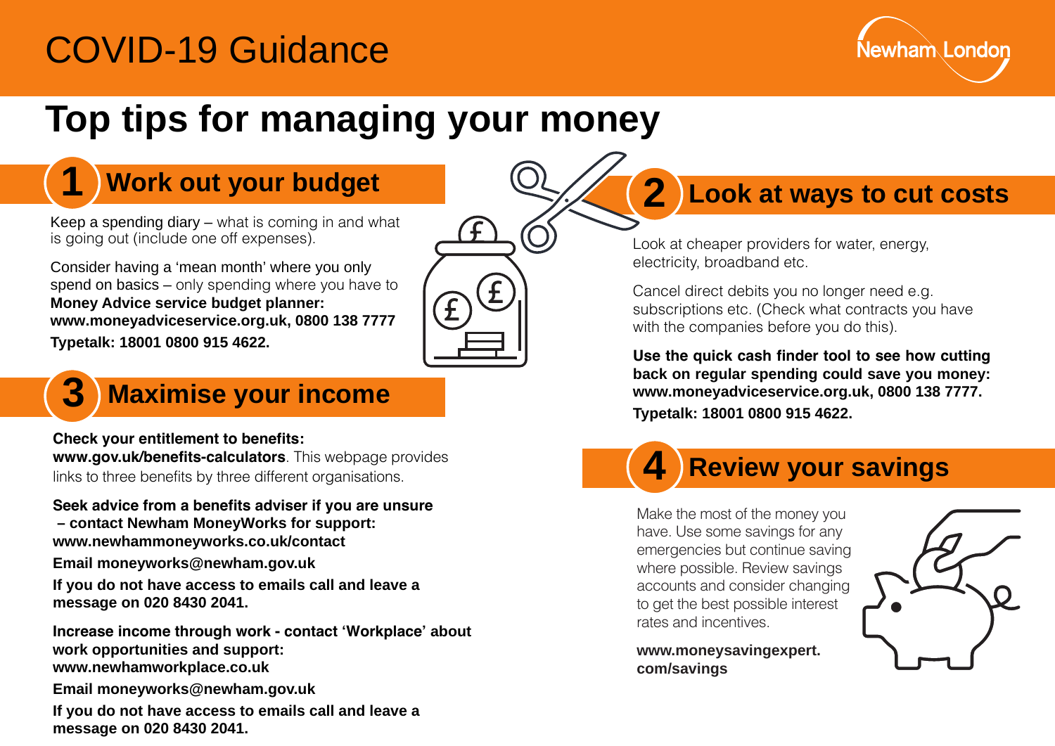# COVID-19 Guidance

Newham London

# Top tips for managing your money

## 1 Work out your budget

Keep a spending diary – what is coming in and what is going out (include one off expenses).

Consider having a 'mean month' where you only spend on basics – only spending where you have to **Money Advice service budget planner: www.moneyadviceservice.org.uk, 0800 138 7777**

**Typetalk: 18001 0800 915 4622.**

## 2 Look at ways to cut costs

Look at cheaper providers for water, energy, electricity, broadband etc.

Cancel direct debits you no longer need e.g. subscriptions etc. (Check what contracts you have with the companies before you do this).

**Use the quick cash finder tool to see how cutting back on regular spending could save you money: www.moneyadviceservice.org.uk, 0800 138 7777.**

**Typetalk: 18001 0800 915 4622.**

## 3 Maximise your income

**Check your entitlement to benefits:**
**www.gov.uk/benefits-calculators**. This webpage provides links to three benefits by three different organisations.

**Seek advice from a benefits adviser if you are unsure – contact Newham MoneyWorks for support: www.newhammoneyworks.co.uk/contact**

**Email moneyworks@newham.gov.uk**

**If you do not have access to emails call and leave a message on 020 8430 2041.**

**Increase income through work - contact 'Workplace' about work opportunities and support: www.newhamworkplace.co.uk**

**Email moneyworks@newham.gov.uk**

**If you do not have access to emails call and leave a message on 020 8430 2041.**

## 4 Review your savings

Make the most of the money you have. Use some savings for any emergencies but continue saving where possible. Review savings accounts and consider changing to get the best possible interest rates and incentives.

**www.moneysavingexpert.com/savings**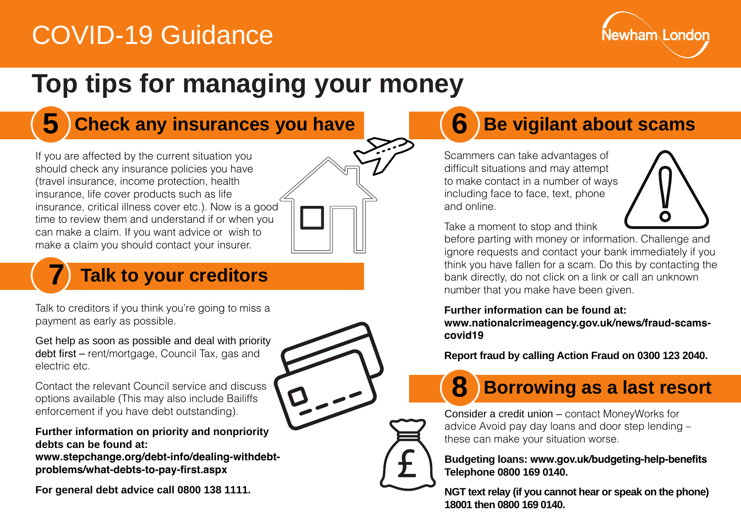# COVID-19 Guidance

Newham London

# Top tips for managing your money

## 5 Check any insurances you have

If you are affected by the current situation you should check any insurance policies you have (travel insurance, income protection, health insurance, life cover products such as life insurance, critical illness cover etc.). Now is a good time to review them and understand if or when you can make a claim. If you want advice or wish to make a claim you should contact your insurer.

## 7 Talk to your creditors

Talk to creditors if you think you're going to miss a payment as early as possible.

Get help as soon as possible and deal with priority debt first – rent/mortgage, Council Tax, gas and electric etc.

Contact the relevant Council service and discuss options available (This may also include Bailiffs enforcement if you have debt outstanding).

**Further information on priority and nonpriority debts can be found at:**
**www.stepchange.org/debt-info/dealing-withdebt-problems/what-debts-to-pay-first.aspx**

**For general debt advice call 0800 138 1111.**

## 6 Be vigilant about scams

Scammers can take advantages of difficult situations and may attempt to make contact in a number of ways including face to face, text, phone and online.

Take a moment to stop and think before parting with money or information. Challenge and ignore requests and contact your bank immediately if you think you have fallen for a scam. Do this by contacting the bank directly, do not click on a link or call an unknown number that you make have been given.

**Further information can be found at:**
**www.nationalcrimeagency.gov.uk/news/fraud-scams-covid19**

**Report fraud by calling Action Fraud on 0300 123 2040.**

## 8 Borrowing as a last resort

Consider a credit union – contact MoneyWorks for advice Avoid pay day loans and door step lending – these can make your situation worse.

**Budgeting loans: www.gov.uk/budgeting-help-benefits**
**Telephone 0800 169 0140.**

**NGT text relay (if you cannot hear or speak on the phone) 18001 then 0800 169 0140.**